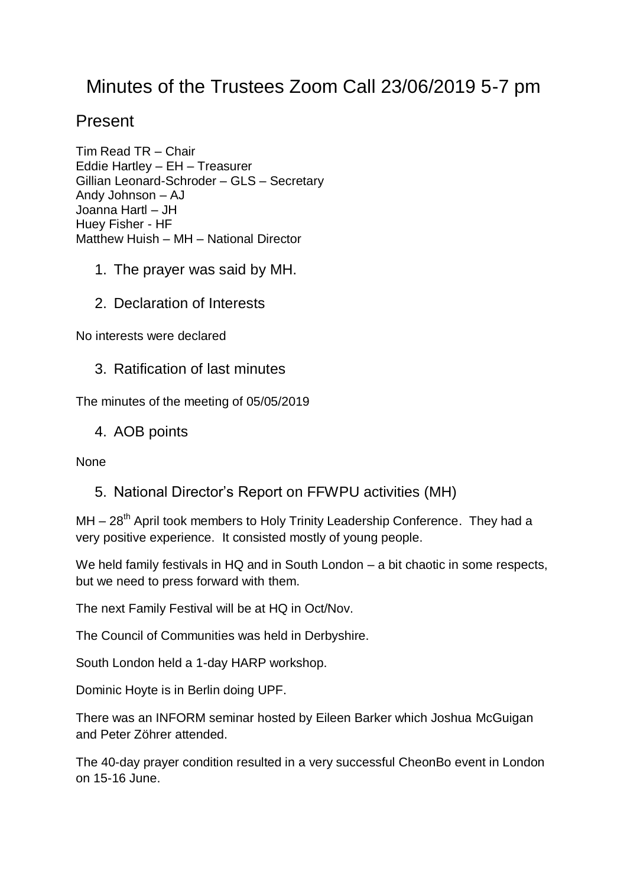# Minutes of the Trustees Zoom Call 23/06/2019 5-7 pm

## Present

Tim Read TR – Chair
Eddie Hartley – EH – Treasurer
Gillian Leonard-Schroder – GLS – Secretary
Andy Johnson – AJ
Joanna Hartl – JH
Huey Fisher - HF
Matthew Huish – MH – National Director

1. The prayer was said by MH.

2. Declaration of Interests

No interests were declared

3. Ratification of last minutes

The minutes of the meeting of 05/05/2019

4. AOB points

None

5. National Director's Report on FFWPU activities (MH)

MH – 28th April took members to Holy Trinity Leadership Conference. They had a very positive experience. It consisted mostly of young people.

We held family festivals in HQ and in South London – a bit chaotic in some respects, but we need to press forward with them.

The next Family Festival will be at HQ in Oct/Nov.

The Council of Communities was held in Derbyshire.

South London held a 1-day HARP workshop.

Dominic Hoyte is in Berlin doing UPF.

There was an INFORM seminar hosted by Eileen Barker which Joshua McGuigan and Peter Zöhrer attended.

The 40-day prayer condition resulted in a very successful CheonBo event in London on 15-16 June.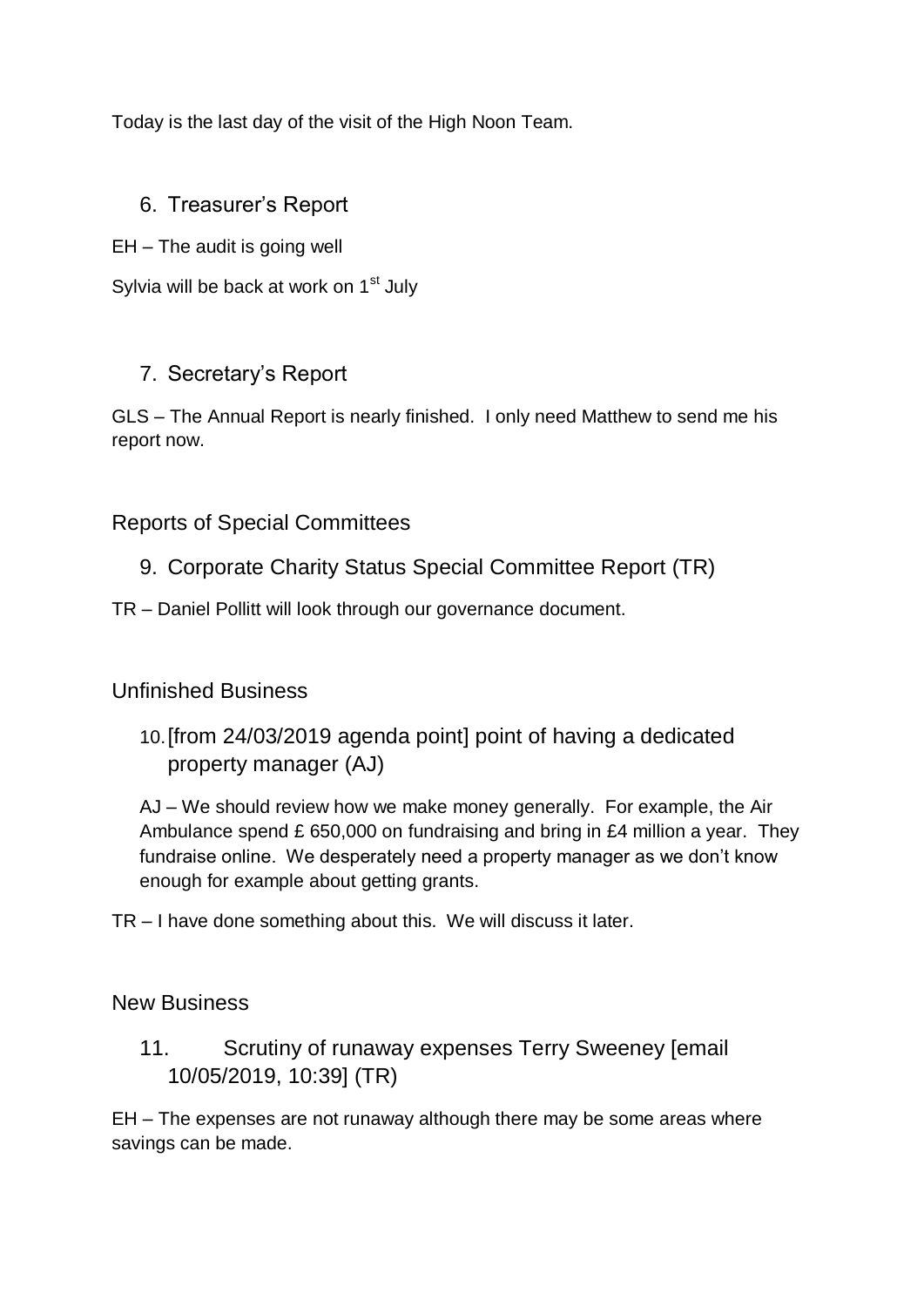Today is the last day of the visit of the High Noon Team.

## 6. Treasurer's Report

EH – The audit is going well

Sylvia will be back at work on 1st July

## 7. Secretary's Report

GLS – The Annual Report is nearly finished. I only need Matthew to send me his report now.

# Reports of Special Committees

## 9. Corporate Charity Status Special Committee Report (TR)

TR – Daniel Pollitt will look through our governance document.

# Unfinished Business

## 10. [from 24/03/2019 agenda point] point of having a dedicated property manager (AJ)

AJ – We should review how we make money generally. For example, the Air Ambulance spend £ 650,000 on fundraising and bring in £4 million a year. They fundraise online. We desperately need a property manager as we don't know enough for example about getting grants.

TR – I have done something about this. We will discuss it later.

# New Business

## 11. Scrutiny of runaway expenses Terry Sweeney [email 10/05/2019, 10:39] (TR)

EH – The expenses are not runaway although there may be some areas where savings can be made.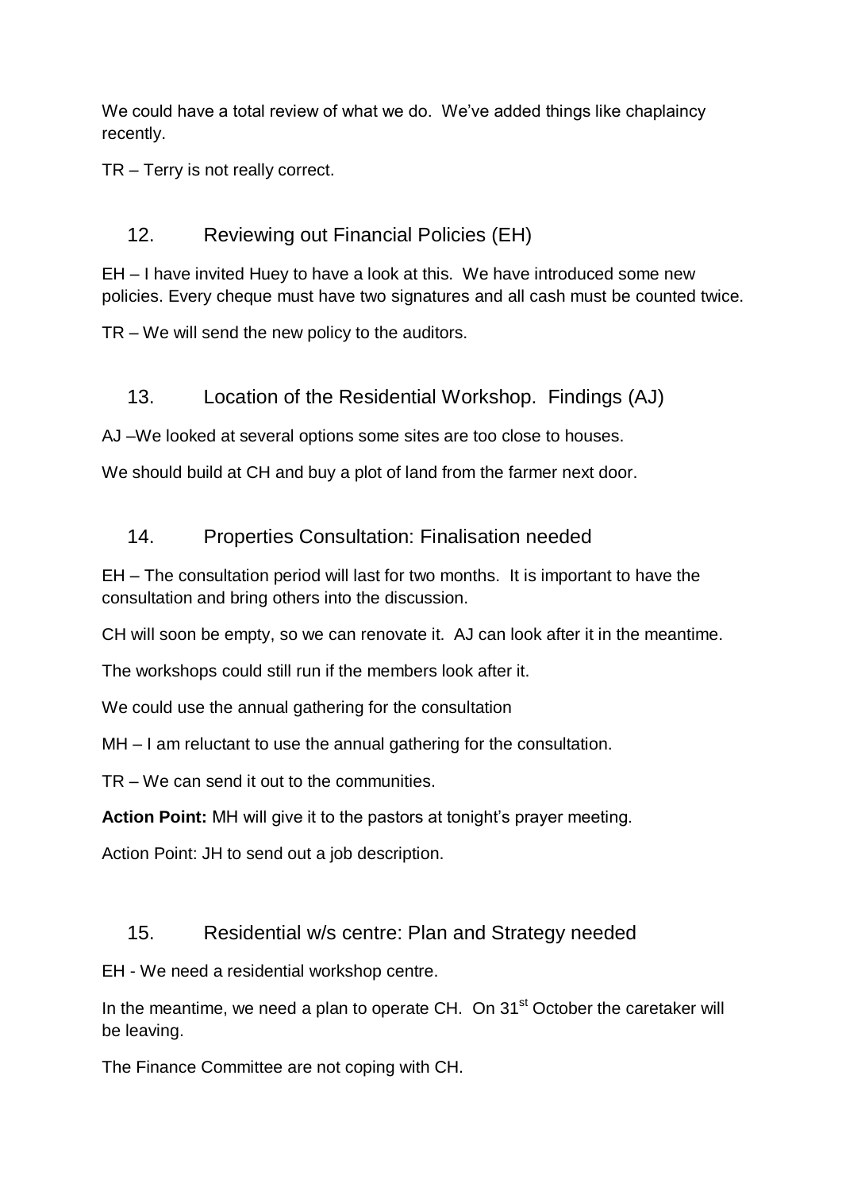We could have a total review of what we do. We've added things like chaplaincy recently.

TR – Terry is not really correct.

## 12. Reviewing out Financial Policies (EH)

EH – I have invited Huey to have a look at this. We have introduced some new policies. Every cheque must have two signatures and all cash must be counted twice.

TR – We will send the new policy to the auditors.

## 13. Location of the Residential Workshop. Findings (AJ)

AJ –We looked at several options some sites are too close to houses.

We should build at CH and buy a plot of land from the farmer next door.

## 14. Properties Consultation: Finalisation needed

EH – The consultation period will last for two months. It is important to have the consultation and bring others into the discussion.

CH will soon be empty, so we can renovate it. AJ can look after it in the meantime.

The workshops could still run if the members look after it.

We could use the annual gathering for the consultation

MH – I am reluctant to use the annual gathering for the consultation.

TR – We can send it out to the communities.

**Action Point:** MH will give it to the pastors at tonight's prayer meeting.

Action Point: JH to send out a job description.

## 15. Residential w/s centre: Plan and Strategy needed

EH - We need a residential workshop centre.

In the meantime, we need a plan to operate CH. On 31st October the caretaker will be leaving.

The Finance Committee are not coping with CH.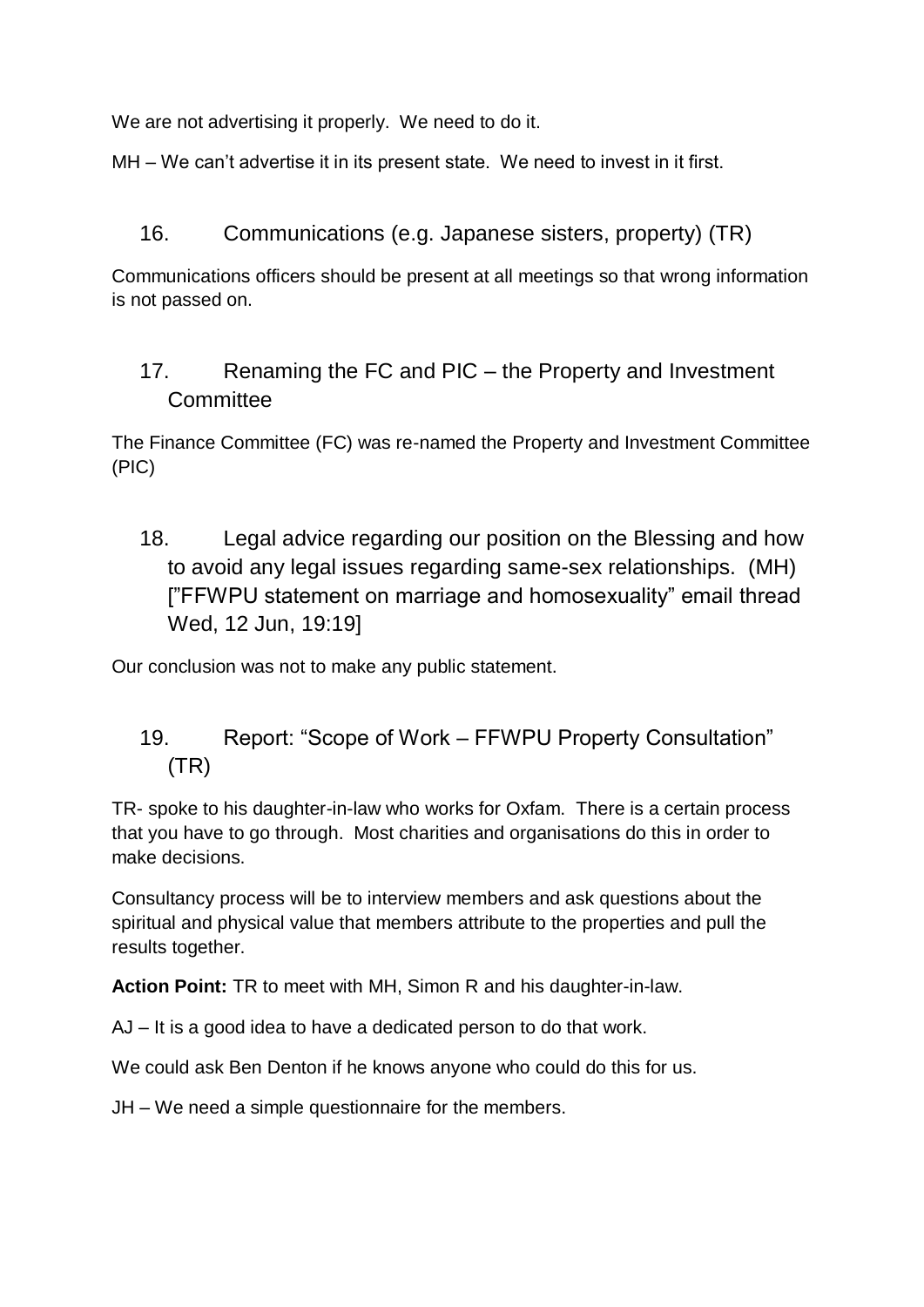We are not advertising it properly. We need to do it.

MH – We can't advertise it in its present state. We need to invest in it first.

## 16. Communications (e.g. Japanese sisters, property) (TR)

Communications officers should be present at all meetings so that wrong information is not passed on.

## 17. Renaming the FC and PIC – the Property and Investment Committee

The Finance Committee (FC) was re-named the Property and Investment Committee (PIC)

## 18. Legal advice regarding our position on the Blessing and how to avoid any legal issues regarding same-sex relationships. (MH) ["FFWPU statement on marriage and homosexuality" email thread Wed, 12 Jun, 19:19]

Our conclusion was not to make any public statement.

## 19. Report: "Scope of Work – FFWPU Property Consultation" (TR)

TR- spoke to his daughter-in-law who works for Oxfam. There is a certain process that you have to go through. Most charities and organisations do this in order to make decisions.

Consultancy process will be to interview members and ask questions about the spiritual and physical value that members attribute to the properties and pull the results together.

**Action Point:** TR to meet with MH, Simon R and his daughter-in-law.

AJ – It is a good idea to have a dedicated person to do that work.

We could ask Ben Denton if he knows anyone who could do this for us.

JH – We need a simple questionnaire for the members.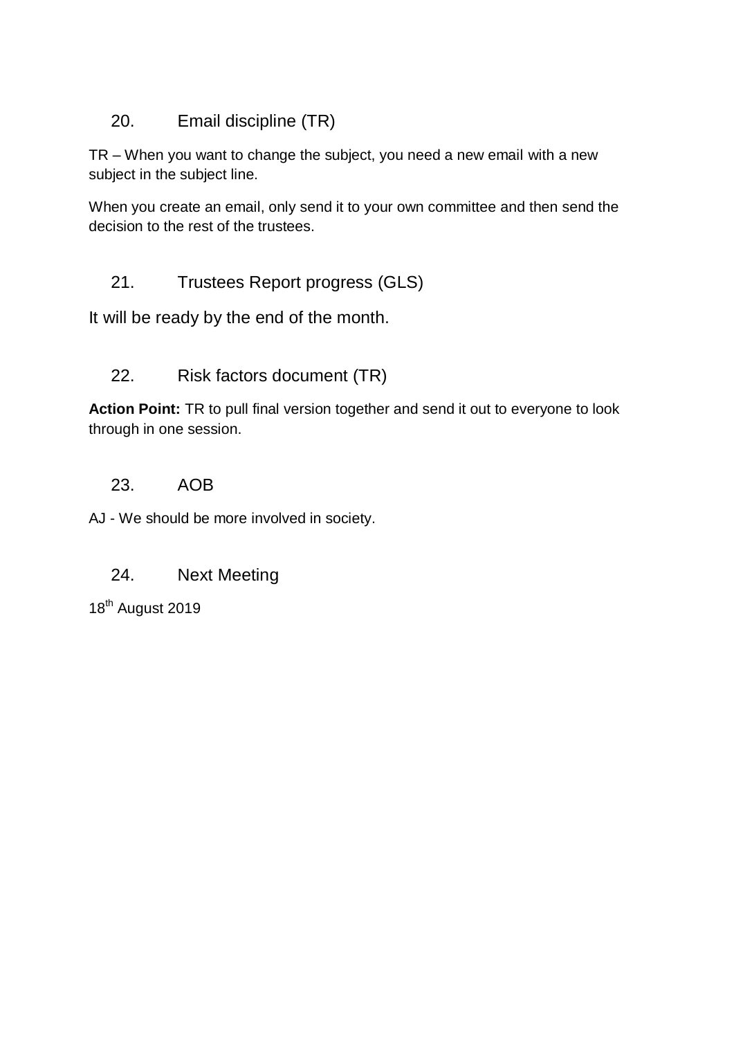## 20. Email discipline (TR)

TR – When you want to change the subject, you need a new email with a new subject in the subject line.

When you create an email, only send it to your own committee and then send the decision to the rest of the trustees.

## 21. Trustees Report progress (GLS)

It will be ready by the end of the month.

## 22. Risk factors document (TR)

**Action Point:** TR to pull final version together and send it out to everyone to look through in one session.

## 23. AOB

AJ - We should be more involved in society.

## 24. Next Meeting

18th August 2019